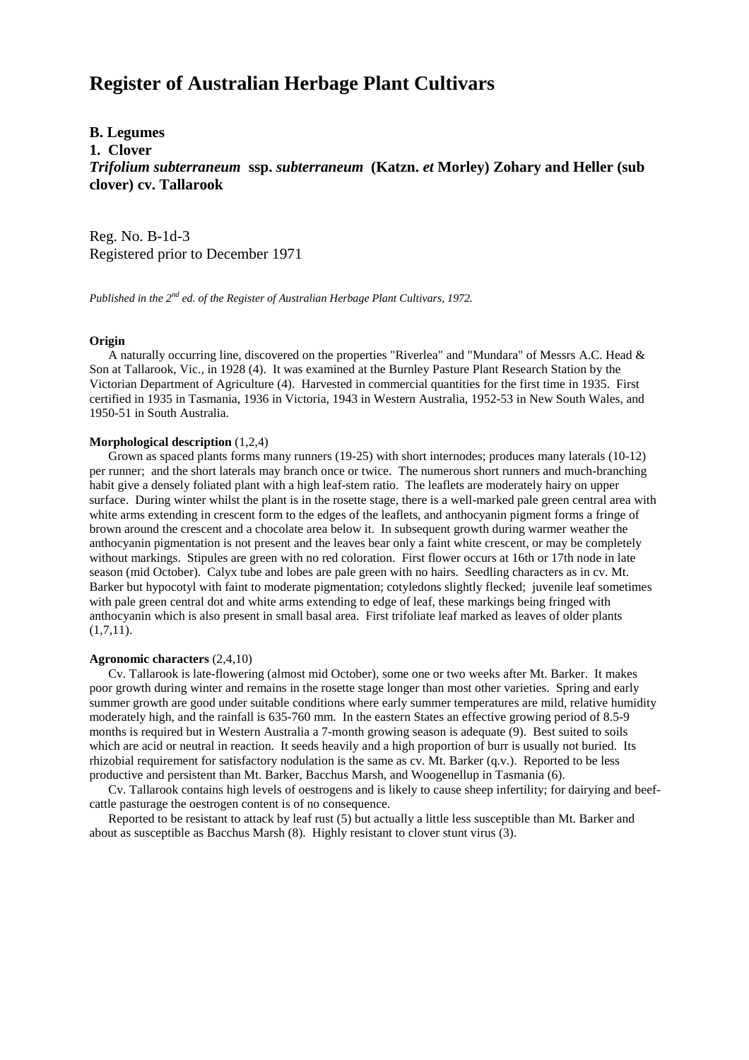# Register of Australian Herbage Plant Cultivars

**B. Legumes**
**1. Clover**
***Trifolium subterraneum* ssp. *subterraneum* (Katzn. *et* Morley) Zohary and Heller (sub clover) cv. Tallarook**

Reg. No. B-1d-3
Registered prior to December 1971

*Published in the 2nd ed. of the Register of Australian Herbage Plant Cultivars, 1972.*

**Origin**

A naturally occurring line, discovered on the properties "Riverlea" and "Mundara" of Messrs A.C. Head & Son at Tallarook, Vic., in 1928 (4). It was examined at the Burnley Pasture Plant Research Station by the Victorian Department of Agriculture (4). Harvested in commercial quantities for the first time in 1935. First certified in 1935 in Tasmania, 1936 in Victoria, 1943 in Western Australia, 1952-53 in New South Wales, and 1950-51 in South Australia.

**Morphological description** (1,2,4)

Grown as spaced plants forms many runners (19-25) with short internodes; produces many laterals (10-12) per runner; and the short laterals may branch once or twice. The numerous short runners and much-branching habit give a densely foliated plant with a high leaf-stem ratio. The leaflets are moderately hairy on upper surface. During winter whilst the plant is in the rosette stage, there is a well-marked pale green central area with white arms extending in crescent form to the edges of the leaflets, and anthocyanin pigment forms a fringe of brown around the crescent and a chocolate area below it. In subsequent growth during warmer weather the anthocyanin pigmentation is not present and the leaves bear only a faint white crescent, or may be completely without markings. Stipules are green with no red coloration. First flower occurs at 16th or 17th node in late season (mid October). Calyx tube and lobes are pale green with no hairs. Seedling characters as in cv. Mt. Barker but hypocotyl with faint to moderate pigmentation; cotyledons slightly flecked; juvenile leaf sometimes with pale green central dot and white arms extending to edge of leaf, these markings being fringed with anthocyanin which is also present in small basal area. First trifoliate leaf marked as leaves of older plants (1,7,11).

**Agronomic characters** (2,4,10)

Cv. Tallarook is late-flowering (almost mid October), some one or two weeks after Mt. Barker. It makes poor growth during winter and remains in the rosette stage longer than most other varieties. Spring and early summer growth are good under suitable conditions where early summer temperatures are mild, relative humidity moderately high, and the rainfall is 635-760 mm. In the eastern States an effective growing period of 8.5-9 months is required but in Western Australia a 7-month growing season is adequate (9). Best suited to soils which are acid or neutral in reaction. It seeds heavily and a high proportion of burr is usually not buried. Its rhizobial requirement for satisfactory nodulation is the same as cv. Mt. Barker (q.v.). Reported to be less productive and persistent than Mt. Barker, Bacchus Marsh, and Woogenellup in Tasmania (6).

Cv. Tallarook contains high levels of oestrogens and is likely to cause sheep infertility; for dairying and beef-cattle pasturage the oestrogen content is of no consequence.

Reported to be resistant to attack by leaf rust (5) but actually a little less susceptible than Mt. Barker and about as susceptible as Bacchus Marsh (8). Highly resistant to clover stunt virus (3).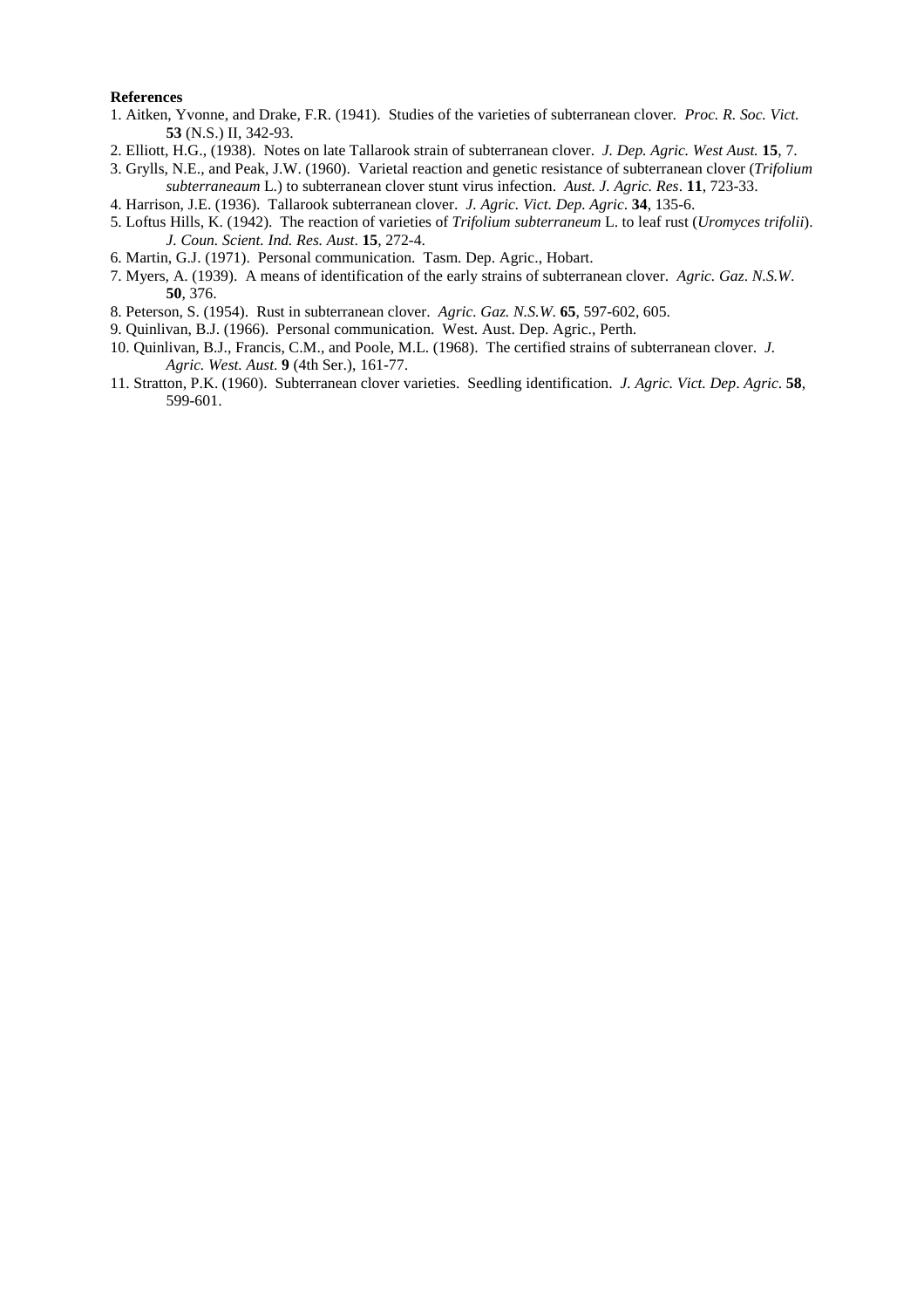**References**

1. Aitken, Yvonne, and Drake, F.R. (1941). Studies of the varieties of subterranean clover. *Proc. R. Soc. Vict.* **53** (N.S.) II, 342-93.
2. Elliott, H.G., (1938). Notes on late Tallarook strain of subterranean clover. *J. Dep. Agric. West Aust.* **15**, 7.
3. Grylls, N.E., and Peak, J.W. (1960). Varietal reaction and genetic resistance of subterranean clover (*Trifolium subterraneaum* L.) to subterranean clover stunt virus infection. *Aust. J. Agric. Res*. **11**, 723-33.
4. Harrison, J.E. (1936). Tallarook subterranean clover. *J. Agric. Vict. Dep. Agric*. **34**, 135-6.
5. Loftus Hills, K. (1942). The reaction of varieties of *Trifolium subterraneum* L. to leaf rust (*Uromyces trifolii*). *J. Coun. Scient. Ind. Res. Aust*. **15**, 272-4.
6. Martin, G.J. (1971). Personal communication. Tasm. Dep. Agric., Hobart.
7. Myers, A. (1939). A means of identification of the early strains of subterranean clover. *Agric. Gaz. N.S.W*. **50**, 376.
8. Peterson, S. (1954). Rust in subterranean clover. *Agric. Gaz. N.S.W.* **65**, 597-602, 605.
9. Quinlivan, B.J. (1966). Personal communication. West. Aust. Dep. Agric., Perth.
10. Quinlivan, B.J., Francis, C.M., and Poole, M.L. (1968). The certified strains of subterranean clover. *J. Agric. West. Aust*. **9** (4th Ser.), 161-77.
11. Stratton, P.K. (1960). Subterranean clover varieties. Seedling identification. *J. Agric. Vict. Dep. Agric*. **58**, 599-601.